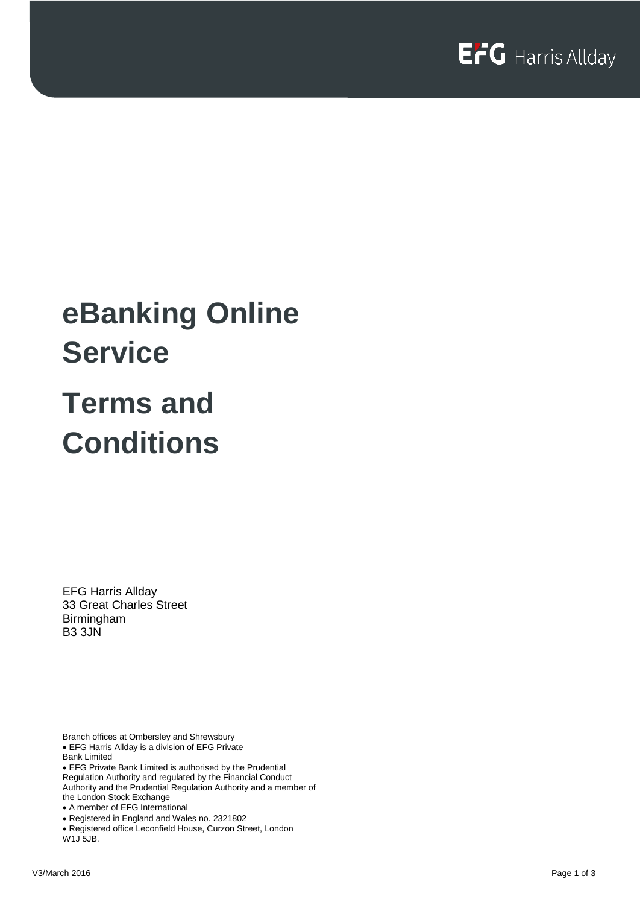# eBanking Online Service

# Terms and Conditions

EFG Harris Allday
33 Great Charles Street
Birmingham
B3 3JN

Branch offices at Ombersley and Shrewsbury

- EFG Harris Allday is a division of EFG Private Bank Limited
- EFG Private Bank Limited is authorised by the Prudential Regulation Authority and regulated by the Financial Conduct Authority and the Prudential Regulation Authority and a member of the London Stock Exchange
- A member of EFG International
- Registered in England and Wales no. 2321802
- Registered office Leconfield House, Curzon Street, London W1J 5JB.

V3/March 2016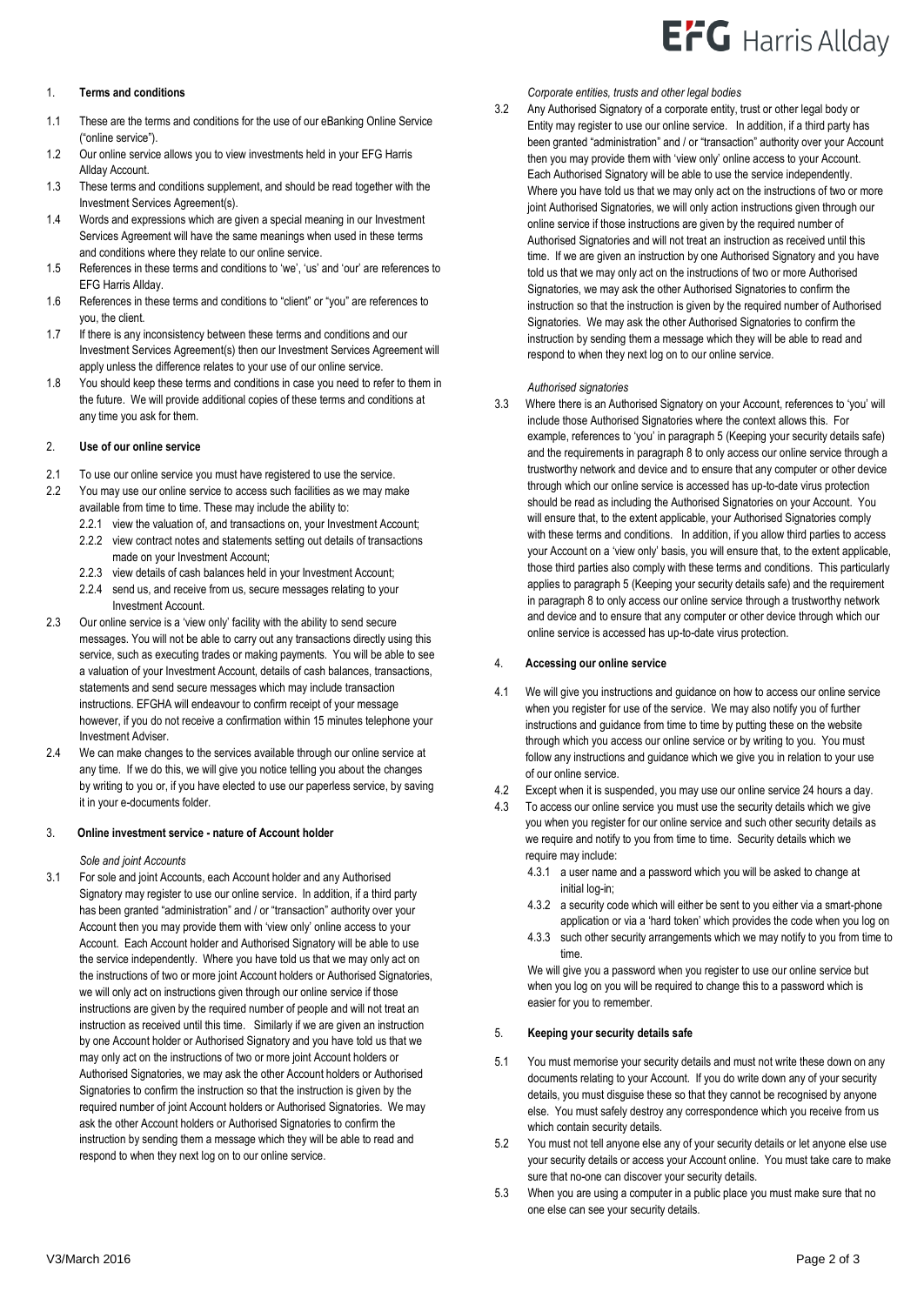## 1. Terms and conditions

1.1 These are the terms and conditions for the use of our eBanking Online Service ("online service").

1.2 Our online service allows you to view investments held in your EFG Harris Allday Account.

1.3 These terms and conditions supplement, and should be read together with the Investment Services Agreement(s).

1.4 Words and expressions which are given a special meaning in our Investment Services Agreement will have the same meanings when used in these terms and conditions where they relate to our online service.

1.5 References in these terms and conditions to 'we', 'us' and 'our' are references to EFG Harris Allday.

1.6 References in these terms and conditions to "client" or "you" are references to you, the client.

1.7 If there is any inconsistency between these terms and conditions and our Investment Services Agreement(s) then our Investment Services Agreement will apply unless the difference relates to your use of our online service.

1.8 You should keep these terms and conditions in case you need to refer to them in the future. We will provide additional copies of these terms and conditions at any time you ask for them.

## 2. Use of our online service

2.1 To use our online service you must have registered to use the service.

2.2 You may use our online service to access such facilities as we may make available from time to time. These may include the ability to:

2.2.1 view the valuation of, and transactions on, your Investment Account;

2.2.2 view contract notes and statements setting out details of transactions made on your Investment Account;

2.2.3 view details of cash balances held in your Investment Account;

2.2.4 send us, and receive from us, secure messages relating to your Investment Account.

2.3 Our online service is a 'view only' facility with the ability to send secure messages. You will not be able to carry out any transactions directly using this service, such as executing trades or making payments. You will be able to see a valuation of your Investment Account, details of cash balances, transactions, statements and send secure messages which may include transaction instructions. EFGHA will endeavour to confirm receipt of your message however, if you do not receive a confirmation within 15 minutes telephone your Investment Adviser.

2.4 We can make changes to the services available through our online service at any time. If we do this, we will give you notice telling you about the changes by writing to you or, if you have elected to use our paperless service, by saving it in your e-documents folder.

## 3. Online investment service - nature of Account holder

*Sole and joint Accounts*

3.1 For sole and joint Accounts, each Account holder and any Authorised Signatory may register to use our online service. In addition, if a third party has been granted "administration" and / or "transaction" authority over your Account then you may provide them with 'view only' online access to your Account. Each Account holder and Authorised Signatory will be able to use the service independently. Where you have told us that we may only act on the instructions of two or more joint Account holders or Authorised Signatories, we will only act on instructions given through our online service if those instructions are given by the required number of people and will not treat an instruction as received until this time. Similarly if we are given an instruction by one Account holder or Authorised Signatory and you have told us that we may only act on the instructions of two or more joint Account holders or Authorised Signatories, we may ask the other Account holders or Authorised Signatories to confirm the instruction so that the instruction is given by the required number of joint Account holders or Authorised Signatories. We may ask the other Account holders or Authorised Signatories to confirm the instruction by sending them a message which they will be able to read and respond to when they next log on to our online service.

*Corporate entities, trusts and other legal bodies*

3.2 Any Authorised Signatory of a corporate entity, trust or other legal body or Entity may register to use our online service. In addition, if a third party has been granted "administration" and / or "transaction" authority over your Account then you may provide them with 'view only' online access to your Account. Each Authorised Signatory will be able to use the service independently. Where you have told us that we may only act on the instructions of two or more joint Authorised Signatories, we will only action instructions given through our online service if those instructions are given by the required number of Authorised Signatories and will not treat an instruction as received until this time. If we are given an instruction by one Authorised Signatory and you have told us that we may only act on the instructions of two or more Authorised Signatories, we may ask the other Authorised Signatories to confirm the instruction so that the instruction is given by the required number of Authorised Signatories. We may ask the other Authorised Signatories to confirm the instruction by sending them a message which they will be able to read and respond to when they next log on to our online service.

*Authorised signatories*

3.3 Where there is an Authorised Signatory on your Account, references to 'you' will include those Authorised Signatories where the context allows this. For example, references to 'you' in paragraph 5 (Keeping your security details safe) and the requirements in paragraph 8 to only access our online service through a trustworthy network and device and to ensure that any computer or other device through which our online service is accessed has up-to-date virus protection should be read as including the Authorised Signatories on your Account. You will ensure that, to the extent applicable, your Authorised Signatories comply with these terms and conditions. In addition, if you allow third parties to access your Account on a 'view only' basis, you will ensure that, to the extent applicable, those third parties also comply with these terms and conditions. This particularly applies to paragraph 5 (Keeping your security details safe) and the requirement in paragraph 8 to only access our online service through a trustworthy network and device and to ensure that any computer or other device through which our online service is accessed has up-to-date virus protection.

## 4. Accessing our online service

4.1 We will give you instructions and guidance on how to access our online service when you register for use of the service. We may also notify you of further instructions and guidance from time to time by putting these on the website through which you access our online service or by writing to you. You must follow any instructions and guidance which we give you in relation to your use of our online service.

4.2 Except when it is suspended, you may use our online service 24 hours a day.

4.3 To access our online service you must use the security details which we give you when you register for our online service and such other security details as we require and notify to you from time to time. Security details which we require may include:

4.3.1 a user name and a password which you will be asked to change at initial log-in;

4.3.2 a security code which will either be sent to you either via a smart-phone application or via a 'hard token' which provides the code when you log on

4.3.3 such other security arrangements which we may notify to you from time to time.

We will give you a password when you register to use our online service but when you log on you will be required to change this to a password which is easier for you to remember.

## 5. Keeping your security details safe

5.1 You must memorise your security details and must not write these down on any documents relating to your Account. If you do write down any of your security details, you must disguise these so that they cannot be recognised by anyone else. You must safely destroy any correspondence which you receive from us which contain security details.

5.2 You must not tell anyone else any of your security details or let anyone else use your security details or access your Account online. You must take care to make sure that no-one can discover your security details.

5.3 When you are using a computer in a public place you must make sure that no one else can see your security details.

V3/March 2016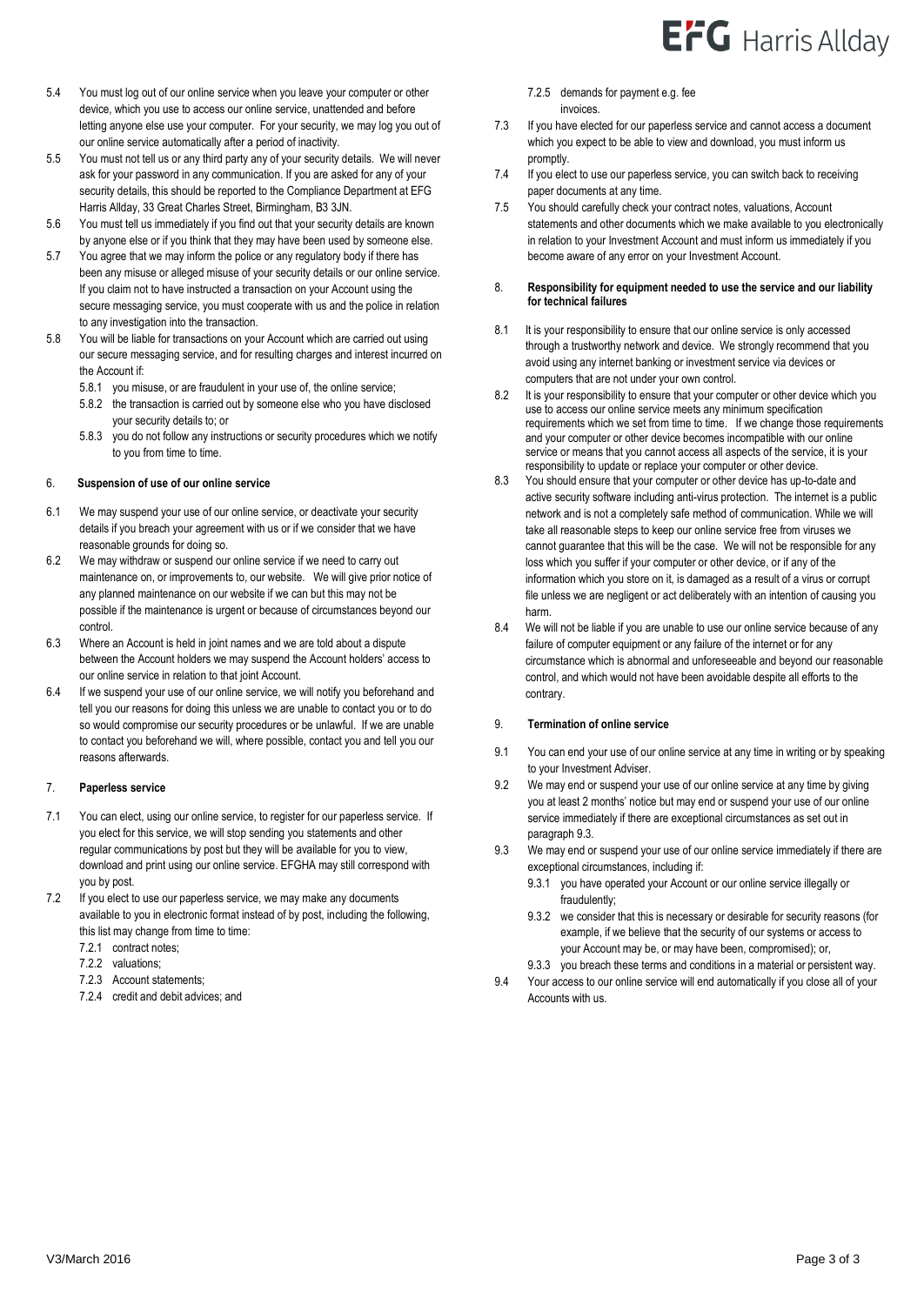5.4 You must log out of our online service when you leave your computer or other device, which you use to access our online service, unattended and before letting anyone else use your computer. For your security, we may log you out of our online service automatically after a period of inactivity.

5.5 You must not tell us or any third party any of your security details. We will never ask for your password in any communication. If you are asked for any of your security details, this should be reported to the Compliance Department at EFG Harris Allday, 33 Great Charles Street, Birmingham, B3 3JN.

5.6 You must tell us immediately if you find out that your security details are known by anyone else or if you think that they may have been used by someone else.

5.7 You agree that we may inform the police or any regulatory body if there has been any misuse or alleged misuse of your security details or our online service. If you claim not to have instructed a transaction on your Account using the secure messaging service, you must cooperate with us and the police in relation to any investigation into the transaction.

5.8 You will be liable for transactions on your Account which are carried out using our secure messaging service, and for resulting charges and interest incurred on the Account if:

- 5.8.1 you misuse, or are fraudulent in your use of, the online service;
- 5.8.2 the transaction is carried out by someone else who you have disclosed your security details to; or
- 5.8.3 you do not follow any instructions or security procedures which we notify to you from time to time.

## 6. Suspension of use of our online service

6.1 We may suspend your use of our online service, or deactivate your security details if you breach your agreement with us or if we consider that we have reasonable grounds for doing so.

6.2 We may withdraw or suspend our online service if we need to carry out maintenance on, or improvements to, our website. We will give prior notice of any planned maintenance on our website if we can but this may not be possible if the maintenance is urgent or because of circumstances beyond our control.

6.3 Where an Account is held in joint names and we are told about a dispute between the Account holders we may suspend the Account holders' access to our online service in relation to that joint Account.

6.4 If we suspend your use of our online service, we will notify you beforehand and tell you our reasons for doing this unless we are unable to contact you or to do so would compromise our security procedures or be unlawful. If we are unable to contact you beforehand we will, where possible, contact you and tell you our reasons afterwards.

## 7. Paperless service

7.1 You can elect, using our online service, to register for our paperless service. If you elect for this service, we will stop sending you statements and other regular communications by post but they will be available for you to view, download and print using our online service. EFGHA may still correspond with you by post.

7.2 If you elect to use our paperless service, we may make any documents available to you in electronic format instead of by post, including the following, this list may change from time to time:

- 7.2.1 contract notes;
- 7.2.2 valuations;
- 7.2.3 Account statements;
- 7.2.4 credit and debit advices; and
- 7.2.5 demands for payment e.g. fee invoices.

7.3 If you have elected for our paperless service and cannot access a document which you expect to be able to view and download, you must inform us promptly.

7.4 If you elect to use our paperless service, you can switch back to receiving paper documents at any time.

7.5 You should carefully check your contract notes, valuations, Account statements and other documents which we make available to you electronically in relation to your Investment Account and must inform us immediately if you become aware of any error on your Investment Account.

## 8. Responsibility for equipment needed to use the service and our liability for technical failures

8.1 It is your responsibility to ensure that our online service is only accessed through a trustworthy network and device. We strongly recommend that you avoid using any internet banking or investment service via devices or computers that are not under your own control.

8.2 It is your responsibility to ensure that your computer or other device which you use to access our online service meets any minimum specification requirements which we set from time to time. If we change those requirements and your computer or other device becomes incompatible with our online service or means that you cannot access all aspects of the service, it is your responsibility to update or replace your computer or other device.

8.3 You should ensure that your computer or other device has up-to-date and active security software including anti-virus protection. The internet is a public network and is not a completely safe method of communication. While we will take all reasonable steps to keep our online service free from viruses we cannot guarantee that this will be the case. We will not be responsible for any loss which you suffer if your computer or other device, or if any of the information which you store on it, is damaged as a result of a virus or corrupt file unless we are negligent or act deliberately with an intention of causing you harm.

8.4 We will not be liable if you are unable to use our online service because of any failure of computer equipment or any failure of the internet or for any circumstance which is abnormal and unforeseeable and beyond our reasonable control, and which would not have been avoidable despite all efforts to the contrary.

## 9. Termination of online service

9.1 You can end your use of our online service at any time in writing or by speaking to your Investment Adviser.

9.2 We may end or suspend your use of our online service at any time by giving you at least 2 months' notice but may end or suspend your use of our online service immediately if there are exceptional circumstances as set out in paragraph 9.3.

9.3 We may end or suspend your use of our online service immediately if there are exceptional circumstances, including if:

- 9.3.1 you have operated your Account or our online service illegally or fraudulently;
- 9.3.2 we consider that this is necessary or desirable for security reasons (for example, if we believe that the security of our systems or access to your Account may be, or may have been, compromised); or,
- 9.3.3 you breach these terms and conditions in a material or persistent way.

9.4 Your access to our online service will end automatically if you close all of your Accounts with us.